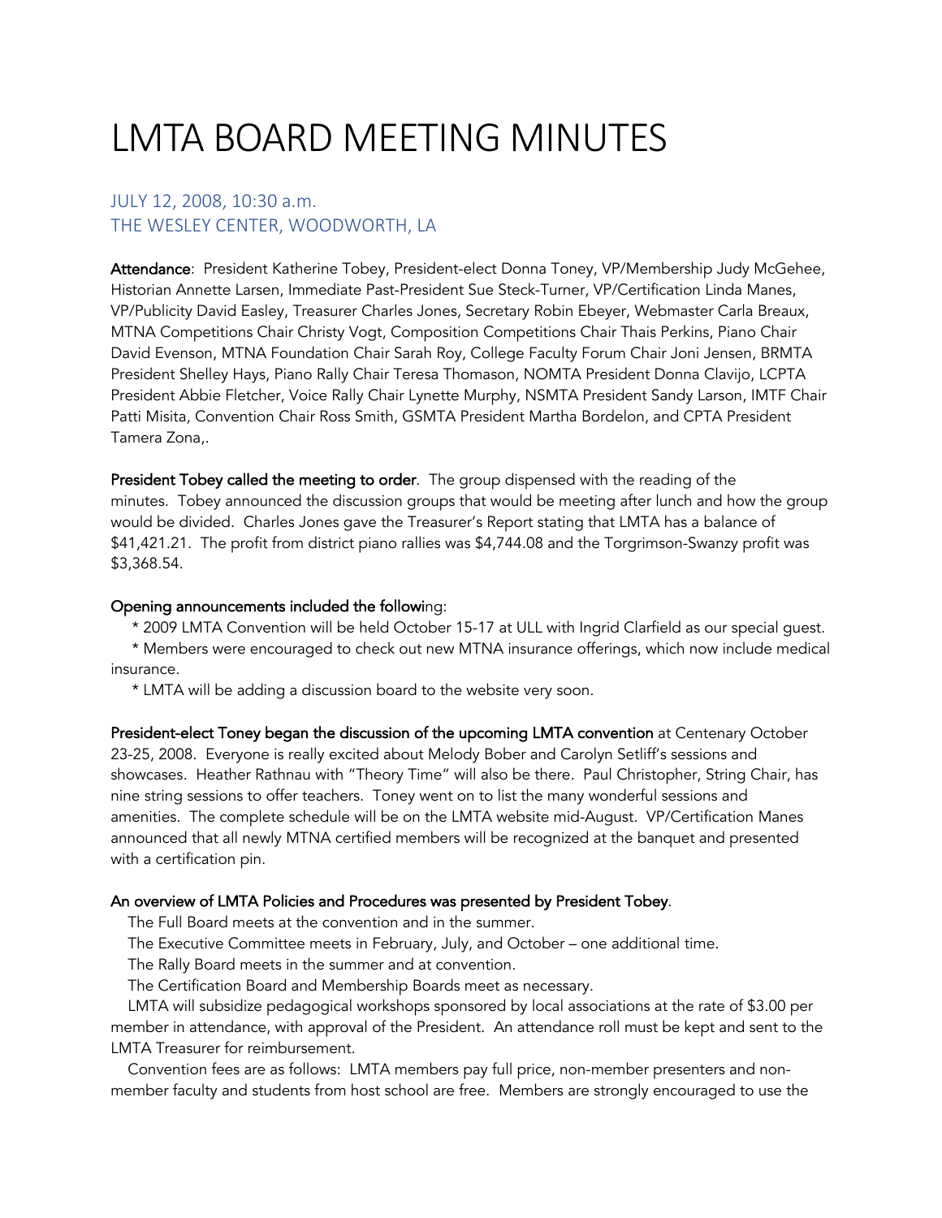# LMTA BOARD MEETING MINUTES

## JULY 12, 2008, 10:30 a.m.
## THE WESLEY CENTER, WOODWORTH, LA

**Attendance**: President Katherine Tobey, President-elect Donna Toney, VP/Membership Judy McGehee, Historian Annette Larsen, Immediate Past-President Sue Steck-Turner, VP/Certification Linda Manes, VP/Publicity David Easley, Treasurer Charles Jones, Secretary Robin Ebeyer, Webmaster Carla Breaux, MTNA Competitions Chair Christy Vogt, Composition Competitions Chair Thais Perkins, Piano Chair David Evenson, MTNA Foundation Chair Sarah Roy, College Faculty Forum Chair Joni Jensen, BRMTA President Shelley Hays, Piano Rally Chair Teresa Thomason, NOMTA President Donna Clavijo, LCPTA President Abbie Fletcher, Voice Rally Chair Lynette Murphy, NSMTA President Sandy Larson, IMTF Chair Patti Misita, Convention Chair Ross Smith, GSMTA President Martha Bordelon, and CPTA President Tamera Zona,.

**President Tobey called the meeting to order**. The group dispensed with the reading of the minutes. Tobey announced the discussion groups that would be meeting after lunch and how the group would be divided. Charles Jones gave the Treasurer's Report stating that LMTA has a balance of $41,421.21. The profit from district piano rallies was $4,744.08 and the Torgrimson-Swanzy profit was $3,368.54.

**Opening announcements included the following**:

* 2009 LMTA Convention will be held October 15-17 at ULL with Ingrid Clarfield as our special guest.
* Members were encouraged to check out new MTNA insurance offerings, which now include medical insurance.
* LMTA will be adding a discussion board to the website very soon.

**President-elect Toney began the discussion of the upcoming LMTA convention** at Centenary October 23-25, 2008. Everyone is really excited about Melody Bober and Carolyn Setliff's sessions and showcases. Heather Rathnau with "Theory Time" will also be there. Paul Christopher, String Chair, has nine string sessions to offer teachers. Toney went on to list the many wonderful sessions and amenities. The complete schedule will be on the LMTA website mid-August. VP/Certification Manes announced that all newly MTNA certified members will be recognized at the banquet and presented with a certification pin.

**An overview of LMTA Policies and Procedures was presented by President Tobey**.

The Full Board meets at the convention and in the summer.

The Executive Committee meets in February, July, and October – one additional time.

The Rally Board meets in the summer and at convention.

The Certification Board and Membership Boards meet as necessary.

LMTA will subsidize pedagogical workshops sponsored by local associations at the rate of $3.00 per member in attendance, with approval of the President. An attendance roll must be kept and sent to the LMTA Treasurer for reimbursement.

Convention fees are as follows: LMTA members pay full price, non-member presenters and non-member faculty and students from host school are free. Members are strongly encouraged to use the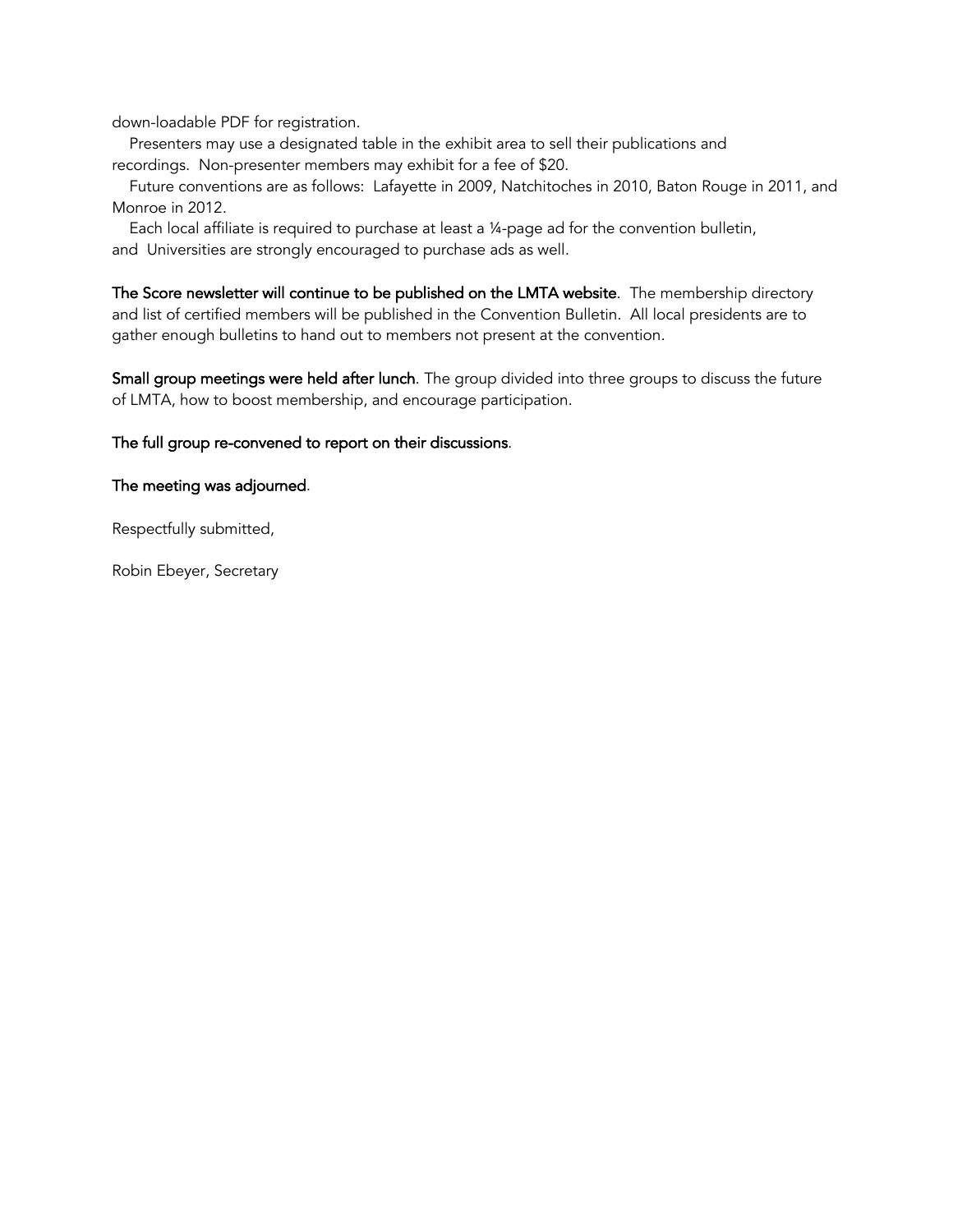down-loadable PDF for registration.

Presenters may use a designated table in the exhibit area to sell their publications and recordings. Non-presenter members may exhibit for a fee of $20.

Future conventions are as follows: Lafayette in 2009, Natchitoches in 2010, Baton Rouge in 2011, and Monroe in 2012.

Each local affiliate is required to purchase at least a ¼-page ad for the convention bulletin, and Universities are strongly encouraged to purchase ads as well.

**The Score newsletter will continue to be published on the LMTA website**. The membership directory and list of certified members will be published in the Convention Bulletin. All local presidents are to gather enough bulletins to hand out to members not present at the convention.

**Small group meetings were held after lunch**. The group divided into three groups to discuss the future of LMTA, how to boost membership, and encourage participation.

**The full group re-convened to report on their discussions**.

**The meeting was adjourned**.

Respectfully submitted,

Robin Ebeyer, Secretary